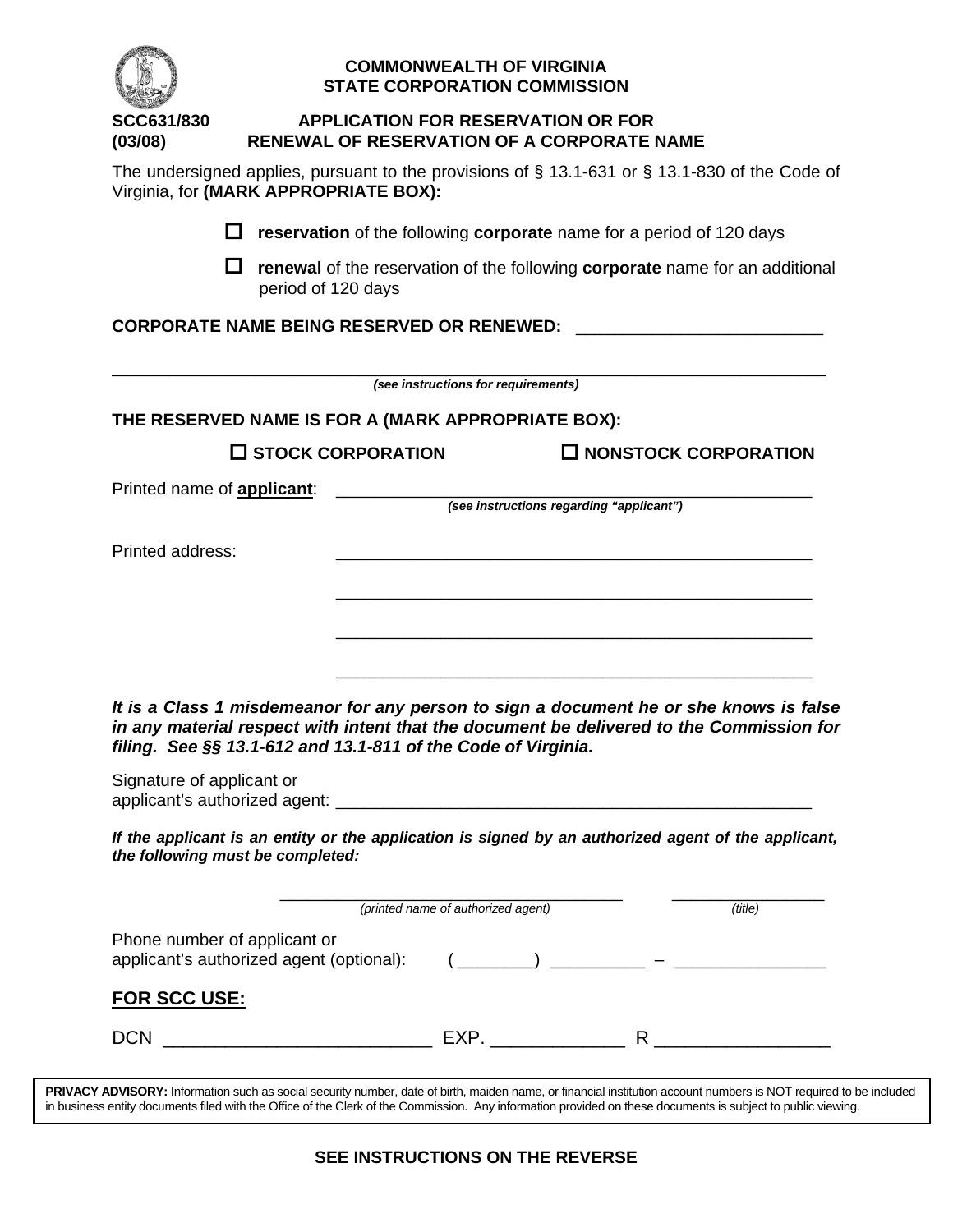**COMMONWEALTH OF VIRGINIA**
**STATE CORPORATION COMMISSION**

**SCC631/830**
**(03/08)**

# APPLICATION FOR RESERVATION OR FOR RENEWAL OF RESERVATION OF A CORPORATE NAME

The undersigned applies, pursuant to the provisions of § 13.1-631 or § 13.1-830 of the Code of Virginia, for **(MARK APPROPRIATE BOX):**

- ☐ **reservation** of the following **corporate** name for a period of 120 days
- ☐ **renewal** of the reservation of the following **corporate** name for an additional period of 120 days

**CORPORATE NAME BEING RESERVED OR RENEWED:** ____________________________

______________________________________________________________________________
*(see instructions for requirements)*

**THE RESERVED NAME IS FOR A (MARK APPROPRIATE BOX):**

☐ **STOCK CORPORATION** ☐ **NONSTOCK CORPORATION**

Printed name of **applicant**: ________________________________________________
*(see instructions regarding "applicant")*

Printed address: ________________________________________________

________________________________________________

________________________________________________

________________________________________________

***It is a Class 1 misdemeanor for any person to sign a document he or she knows is false in any material respect with intent that the document be delivered to the Commission for filing. See §§ 13.1-612 and 13.1-811 of the Code of Virginia.***

Signature of applicant or
applicant's authorized agent: ________________________________________________

***If the applicant is an entity or the application is signed by an authorized agent of the applicant, the following must be completed:***

____________________________________ ________________
*(printed name of authorized agent)* *(title)*

Phone number of applicant or
applicant's authorized agent (optional): ( ________ ) __________ – ________________

## FOR SCC USE:

DCN ___________________________ EXP. _____________ R _________________

**PRIVACY ADVISORY:** Information such as social security number, date of birth, maiden name, or financial institution account numbers is NOT required to be included in business entity documents filed with the Office of the Clerk of the Commission. Any information provided on these documents is subject to public viewing.

**SEE INSTRUCTIONS ON THE REVERSE**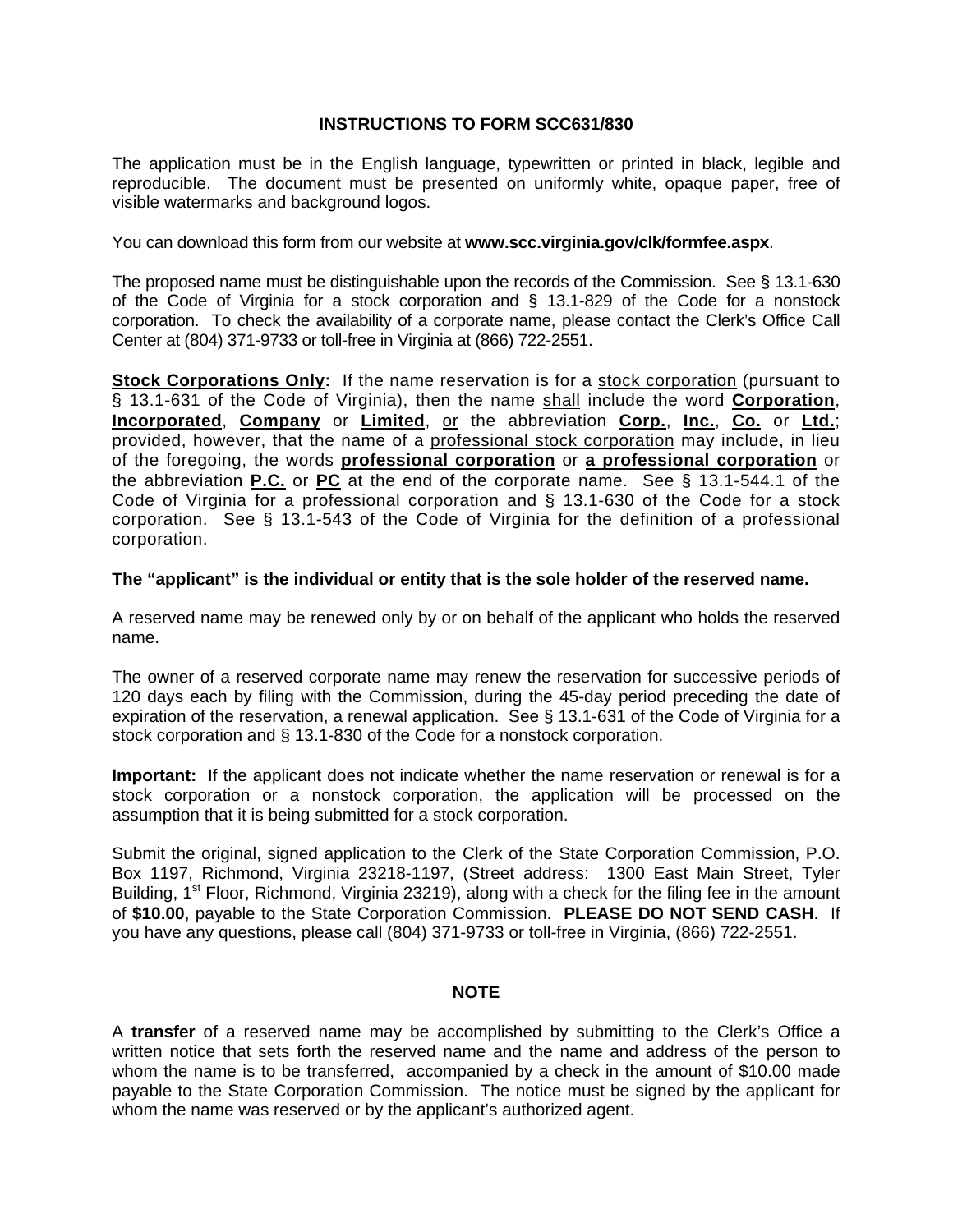## INSTRUCTIONS TO FORM SCC631/830

The application must be in the English language, typewritten or printed in black, legible and reproducible. The document must be presented on uniformly white, opaque paper, free of visible watermarks and background logos.

You can download this form from our website at **www.scc.virginia.gov/clk/formfee.aspx**.

The proposed name must be distinguishable upon the records of the Commission. See § 13.1-630 of the Code of Virginia for a stock corporation and § 13.1-829 of the Code for a nonstock corporation. To check the availability of a corporate name, please contact the Clerk's Office Call Center at (804) 371-9733 or toll-free in Virginia at (866) 722-2551.

**Stock Corporations Only:** If the name reservation is for a stock corporation (pursuant to § 13.1-631 of the Code of Virginia), then the name shall include the word **Corporation**, **Incorporated**, **Company** or **Limited**, or the abbreviation **Corp.**, **Inc.**, **Co.** or **Ltd.**; provided, however, that the name of a professional stock corporation may include, in lieu of the foregoing, the words **professional corporation** or **a professional corporation** or the abbreviation **P.C.** or **PC** at the end of the corporate name. See § 13.1-544.1 of the Code of Virginia for a professional corporation and § 13.1-630 of the Code for a stock corporation. See § 13.1-543 of the Code of Virginia for the definition of a professional corporation.

**The "applicant" is the individual or entity that is the sole holder of the reserved name.**

A reserved name may be renewed only by or on behalf of the applicant who holds the reserved name.

The owner of a reserved corporate name may renew the reservation for successive periods of 120 days each by filing with the Commission, during the 45-day period preceding the date of expiration of the reservation, a renewal application. See § 13.1-631 of the Code of Virginia for a stock corporation and § 13.1-830 of the Code for a nonstock corporation.

**Important:** If the applicant does not indicate whether the name reservation or renewal is for a stock corporation or a nonstock corporation, the application will be processed on the assumption that it is being submitted for a stock corporation.

Submit the original, signed application to the Clerk of the State Corporation Commission, P.O. Box 1197, Richmond, Virginia 23218-1197, (Street address: 1300 East Main Street, Tyler Building, 1st Floor, Richmond, Virginia 23219), along with a check for the filing fee in the amount of **$10.00**, payable to the State Corporation Commission. **PLEASE DO NOT SEND CASH**. If you have any questions, please call (804) 371-9733 or toll-free in Virginia, (866) 722-2551.

### NOTE

A **transfer** of a reserved name may be accomplished by submitting to the Clerk's Office a written notice that sets forth the reserved name and the name and address of the person to whom the name is to be transferred, accompanied by a check in the amount of $10.00 made payable to the State Corporation Commission. The notice must be signed by the applicant for whom the name was reserved or by the applicant's authorized agent.